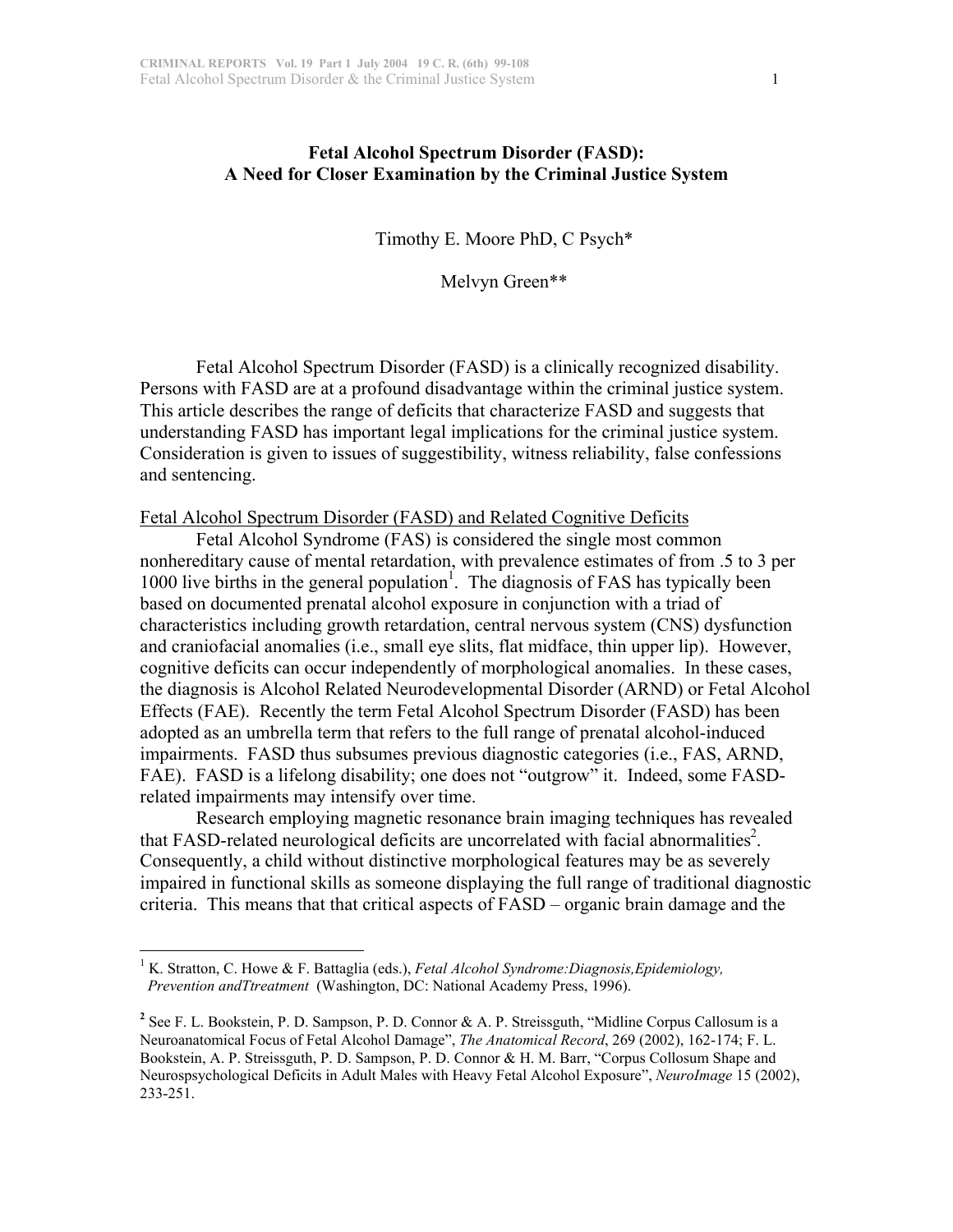# Fetal Alcohol Spectrum Disorder (FASD): A Need for Closer Examination by the Criminal Justice System

Timothy E. Moore PhD, C Psych*

Melvyn Green**

Fetal Alcohol Spectrum Disorder (FASD) is a clinically recognized disability. Persons with FASD are at a profound disadvantage within the criminal justice system. This article describes the range of deficits that characterize FASD and suggests that understanding FASD has important legal implications for the criminal justice system. Consideration is given to issues of suggestibility, witness reliability, false confessions and sentencing.

## Fetal Alcohol Spectrum Disorder (FASD) and Related Cognitive Deficits

Fetal Alcohol Syndrome (FAS) is considered the single most common nonhereditary cause of mental retardation, with prevalence estimates of from .5 to 3 per 1000 live births in the general population[1]. The diagnosis of FAS has typically been based on documented prenatal alcohol exposure in conjunction with a triad of characteristics including growth retardation, central nervous system (CNS) dysfunction and craniofacial anomalies (i.e., small eye slits, flat midface, thin upper lip). However, cognitive deficits can occur independently of morphological anomalies. In these cases, the diagnosis is Alcohol Related Neurodevelopmental Disorder (ARND) or Fetal Alcohol Effects (FAE). Recently the term Fetal Alcohol Spectrum Disorder (FASD) has been adopted as an umbrella term that refers to the full range of prenatal alcohol-induced impairments. FASD thus subsumes previous diagnostic categories (i.e., FAS, ARND, FAE). FASD is a lifelong disability; one does not "outgrow" it. Indeed, some FASD-related impairments may intensify over time.

Research employing magnetic resonance brain imaging techniques has revealed that FASD-related neurological deficits are uncorrelated with facial abnormalities[2]. Consequently, a child without distinctive morphological features may be as severely impaired in functional skills as someone displaying the full range of traditional diagnostic criteria. This means that that critical aspects of FASD – organic brain damage and the

---

[1] K. Stratton, C. Howe & F. Battaglia (eds.), *Fetal Alcohol Syndrome:Diagnosis,Epidemiology, Prevention andTtreatment* (Washington, DC: National Academy Press, 1996).

[2] See F. L. Bookstein, P. D. Sampson, P. D. Connor & A. P. Streissguth, "Midline Corpus Callosum is a Neuroanatomical Focus of Fetal Alcohol Damage", *The Anatomical Record*, 269 (2002), 162-174; F. L. Bookstein, A. P. Streissguth, P. D. Sampson, P. D. Connor & H. M. Barr, "Corpus Collosum Shape and Neurospsychological Deficits in Adult Males with Heavy Fetal Alcohol Exposure", *NeuroImage* 15 (2002), 233-251.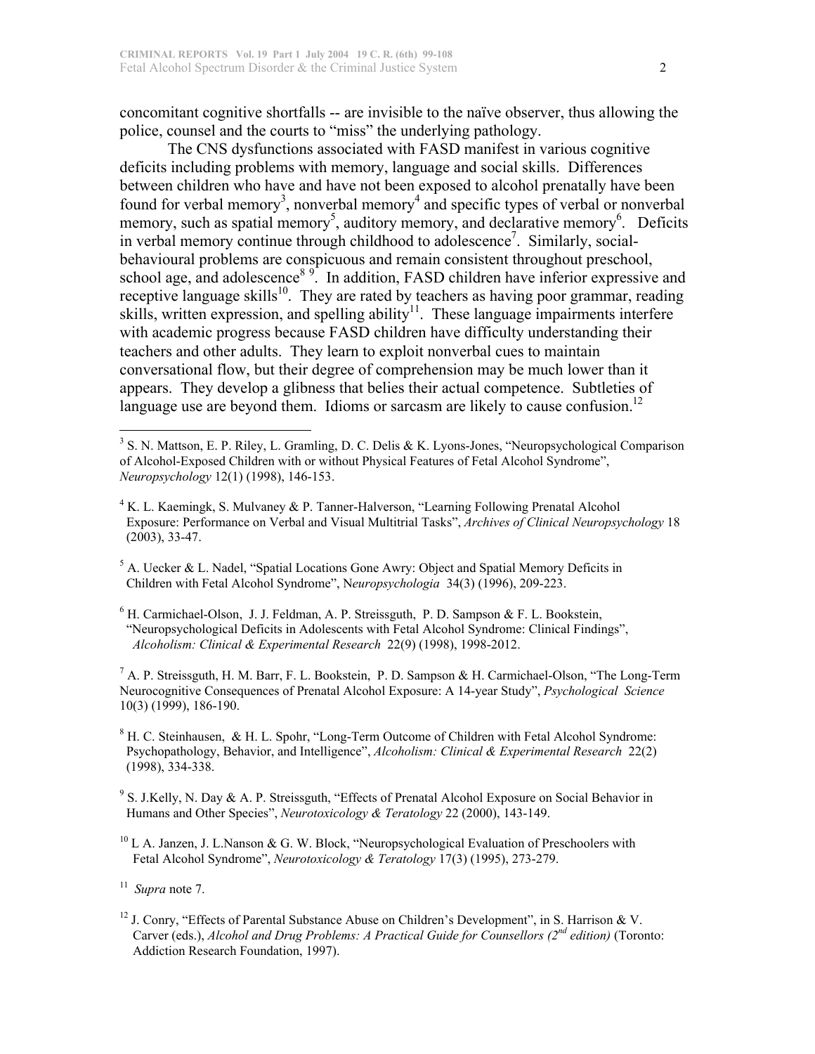concomitant cognitive shortfalls -- are invisible to the naïve observer, thus allowing the police, counsel and the courts to "miss" the underlying pathology.

The CNS dysfunctions associated with FASD manifest in various cognitive deficits including problems with memory, language and social skills. Differences between children who have and have not been exposed to alcohol prenatally have been found for verbal memory[3], nonverbal memory[4] and specific types of verbal or nonverbal memory, such as spatial memory[5], auditory memory, and declarative memory[6]. Deficits in verbal memory continue through childhood to adolescence[7]. Similarly, social-behavioural problems are conspicuous and remain consistent throughout preschool, school age, and adolescence[8 9]. In addition, FASD children have inferior expressive and receptive language skills[10]. They are rated by teachers as having poor grammar, reading skills, written expression, and spelling ability[11]. These language impairments interfere with academic progress because FASD children have difficulty understanding their teachers and other adults. They learn to exploit nonverbal cues to maintain conversational flow, but their degree of comprehension may be much lower than it appears. They develop a glibness that belies their actual competence. Subtleties of language use are beyond them. Idioms or sarcasm are likely to cause confusion.[12]

---

[3] S. N. Mattson, E. P. Riley, L. Gramling, D. C. Delis & K. Lyons-Jones, "Neuropsychological Comparison of Alcohol-Exposed Children with or without Physical Features of Fetal Alcohol Syndrome", *Neuropsychology* 12(1) (1998), 146-153.

[4] K. L. Kaemingk, S. Mulvaney & P. Tanner-Halverson, "Learning Following Prenatal Alcohol Exposure: Performance on Verbal and Visual Multitrial Tasks", *Archives of Clinical Neuropsychology* 18 (2003), 33-47.

[5] A. Uecker & L. Nadel, "Spatial Locations Gone Awry: Object and Spatial Memory Deficits in Children with Fetal Alcohol Syndrome", N*europsychologia* 34(3) (1996), 209-223.

[6] H. Carmichael-Olson, J. J. Feldman, A. P. Streissguth, P. D. Sampson & F. L. Bookstein, "Neuropsychological Deficits in Adolescents with Fetal Alcohol Syndrome: Clinical Findings", *Alcoholism: Clinical & Experimental Research* 22(9) (1998), 1998-2012.

[7] A. P. Streissguth, H. M. Barr, F. L. Bookstein, P. D. Sampson & H. Carmichael-Olson, "The Long-Term Neurocognitive Consequences of Prenatal Alcohol Exposure: A 14-year Study", *Psychological Science* 10(3) (1999), 186-190.

[8] H. C. Steinhausen, & H. L. Spohr, "Long-Term Outcome of Children with Fetal Alcohol Syndrome: Psychopathology, Behavior, and Intelligence", *Alcoholism: Clinical & Experimental Research* 22(2) (1998), 334-338.

[9] S. J.Kelly, N. Day & A. P. Streissguth, "Effects of Prenatal Alcohol Exposure on Social Behavior in Humans and Other Species", *Neurotoxicology & Teratology* 22 (2000), 143-149.

[10] L A. Janzen, J. L.Nanson & G. W. Block, "Neuropsychological Evaluation of Preschoolers with Fetal Alcohol Syndrome", *Neurotoxicology & Teratology* 17(3) (1995), 273-279.

[11] *Supra* note 7.

[12] J. Conry, "Effects of Parental Substance Abuse on Children's Development", in S. Harrison & V. Carver (eds.), *Alcohol and Drug Problems: A Practical Guide for Counsellors (2nd edition)* (Toronto: Addiction Research Foundation, 1997).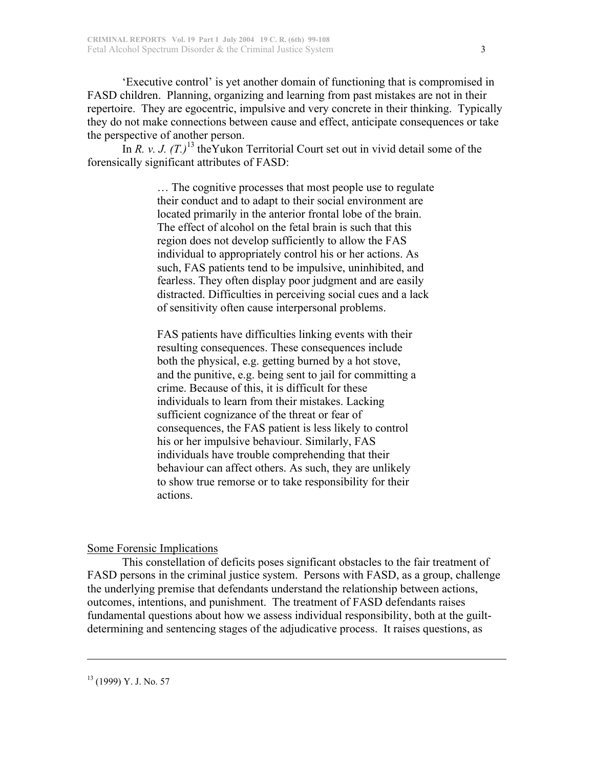'Executive control' is yet another domain of functioning that is compromised in FASD children. Planning, organizing and learning from past mistakes are not in their repertoire. They are egocentric, impulsive and very concrete in their thinking. Typically they do not make connections between cause and effect, anticipate consequences or take the perspective of another person.

In *R. v. J. (T.)*[13] theYukon Territorial Court set out in vivid detail some of the forensically significant attributes of FASD:

> … The cognitive processes that most people use to regulate their conduct and to adapt to their social environment are located primarily in the anterior frontal lobe of the brain. The effect of alcohol on the fetal brain is such that this region does not develop sufficiently to allow the FAS individual to appropriately control his or her actions. As such, FAS patients tend to be impulsive, uninhibited, and fearless. They often display poor judgment and are easily distracted. Difficulties in perceiving social cues and a lack of sensitivity often cause interpersonal problems.
>
> FAS patients have difficulties linking events with their resulting consequences. These consequences include both the physical, e.g. getting burned by a hot stove, and the punitive, e.g. being sent to jail for committing a crime. Because of this, it is difficult for these individuals to learn from their mistakes. Lacking sufficient cognizance of the threat or fear of consequences, the FAS patient is less likely to control his or her impulsive behaviour. Similarly, FAS individuals have trouble comprehending that their behaviour can affect others. As such, they are unlikely to show true remorse or to take responsibility for their actions.

## Some Forensic Implications

This constellation of deficits poses significant obstacles to the fair treatment of FASD persons in the criminal justice system. Persons with FASD, as a group, challenge the underlying premise that defendants understand the relationship between actions, outcomes, intentions, and punishment. The treatment of FASD defendants raises fundamental questions about how we assess individual responsibility, both at the guilt-determining and sentencing stages of the adjudicative process. It raises questions, as

---

[13] (1999) Y. J. No. 57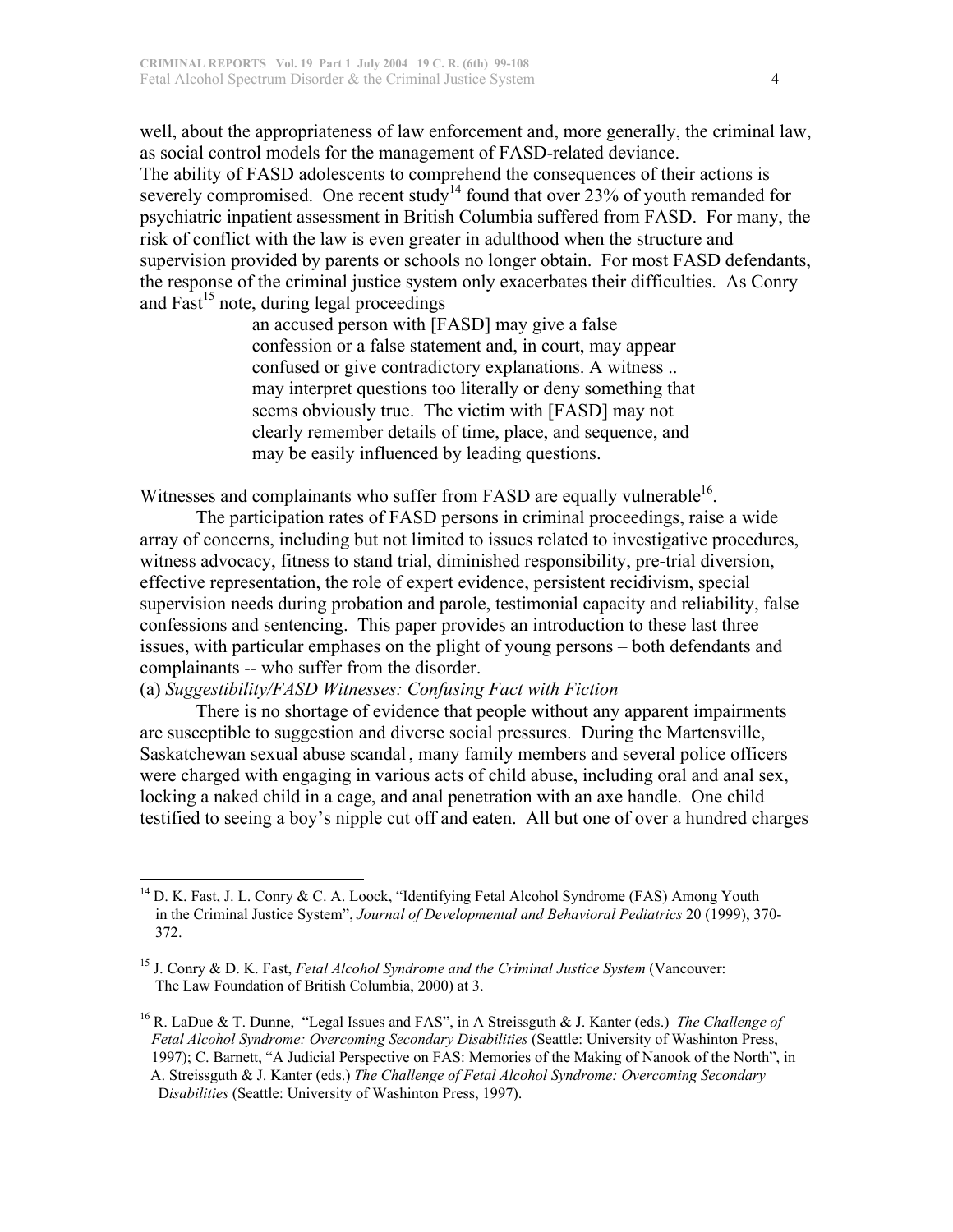well, about the appropriateness of law enforcement and, more generally, the criminal law, as social control models for the management of FASD-related deviance.

The ability of FASD adolescents to comprehend the consequences of their actions is severely compromised. One recent study[14] found that over 23% of youth remanded for psychiatric inpatient assessment in British Columbia suffered from FASD. For many, the risk of conflict with the law is even greater in adulthood when the structure and supervision provided by parents or schools no longer obtain. For most FASD defendants, the response of the criminal justice system only exacerbates their difficulties. As Conry and Fast[15] note, during legal proceedings

> an accused person with [FASD] may give a false confession or a false statement and, in court, may appear confused or give contradictory explanations. A witness .. may interpret questions too literally or deny something that seems obviously true. The victim with [FASD] may not clearly remember details of time, place, and sequence, and may be easily influenced by leading questions.

Witnesses and complainants who suffer from FASD are equally vulnerable[16].

The participation rates of FASD persons in criminal proceedings, raise a wide array of concerns, including but not limited to issues related to investigative procedures, witness advocacy, fitness to stand trial, diminished responsibility, pre-trial diversion, effective representation, the role of expert evidence, persistent recidivism, special supervision needs during probation and parole, testimonial capacity and reliability, false confessions and sentencing. This paper provides an introduction to these last three issues, with particular emphases on the plight of young persons – both defendants and complainants -- who suffer from the disorder.

(a) *Suggestibility/FASD Witnesses: Confusing Fact with Fiction*

There is no shortage of evidence that people without any apparent impairments are susceptible to suggestion and diverse social pressures. During the Martensville, Saskatchewan sexual abuse scandal, many family members and several police officers were charged with engaging in various acts of child abuse, including oral and anal sex, locking a naked child in a cage, and anal penetration with an axe handle. One child testified to seeing a boy's nipple cut off and eaten. All but one of over a hundred charges

---

[14] D. K. Fast, J. L. Conry & C. A. Loock, "Identifying Fetal Alcohol Syndrome (FAS) Among Youth in the Criminal Justice System", *Journal of Developmental and Behavioral Pediatrics* 20 (1999), 370-372.

[15] J. Conry & D. K. Fast, *Fetal Alcohol Syndrome and the Criminal Justice System* (Vancouver: The Law Foundation of British Columbia, 2000) at 3.

[16] R. LaDue & T. Dunne, "Legal Issues and FAS", in A Streissguth & J. Kanter (eds.) *The Challenge of Fetal Alcohol Syndrome: Overcoming Secondary Disabilities* (Seattle: University of Washinton Press, 1997); C. Barnett, "A Judicial Perspective on FAS: Memories of the Making of Nanook of the North", in A. Streissguth & J. Kanter (eds.) *The Challenge of Fetal Alcohol Syndrome: Overcoming Secondary Disabilities* (Seattle: University of Washinton Press, 1997).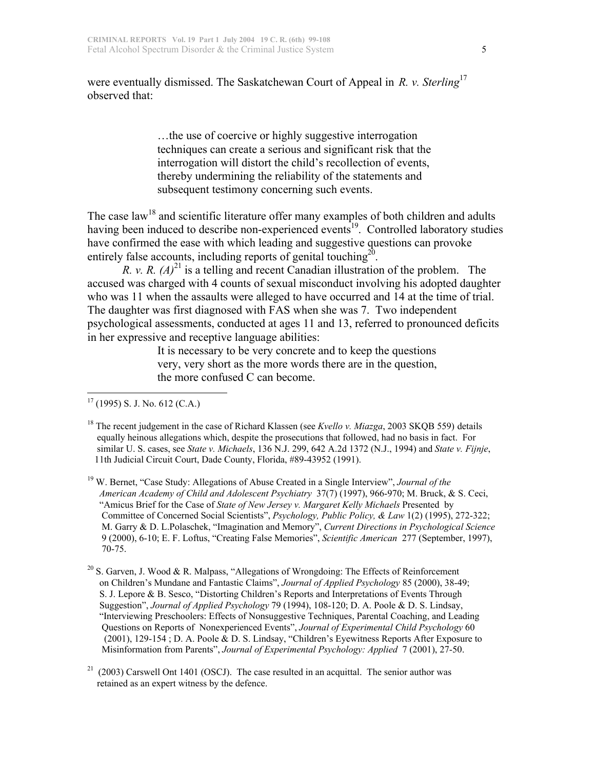were eventually dismissed. The Saskatchewan Court of Appeal in *R. v. Sterling*[17] observed that:

> …the use of coercive or highly suggestive interrogation techniques can create a serious and significant risk that the interrogation will distort the child's recollection of events, thereby undermining the reliability of the statements and subsequent testimony concerning such events.

The case law[18] and scientific literature offer many examples of both children and adults having been induced to describe non-experienced events[19]. Controlled laboratory studies have confirmed the ease with which leading and suggestive questions can provoke entirely false accounts, including reports of genital touching[20].

*R. v. R. (A)*[21] is a telling and recent Canadian illustration of the problem. The accused was charged with 4 counts of sexual misconduct involving his adopted daughter who was 11 when the assaults were alleged to have occurred and 14 at the time of trial. The daughter was first diagnosed with FAS when she was 7. Two independent psychological assessments, conducted at ages 11 and 13, referred to pronounced deficits in her expressive and receptive language abilities:

> It is necessary to be very concrete and to keep the questions very, very short as the more words there are in the question, the more confused C can become.

---

[17] (1995) S. J. No. 612 (C.A.)

[18] The recent judgement in the case of Richard Klassen (see *Kvello v. Miazga*, 2003 SKQB 559) details equally heinous allegations which, despite the prosecutions that followed, had no basis in fact. For similar U. S. cases, see *State v. Michaels*, 136 N.J. 299, 642 A.2d 1372 (N.J., 1994) and *State v. Fijnje*, 11th Judicial Circuit Court, Dade County, Florida, #89-43952 (1991).

[19] W. Bernet, "Case Study: Allegations of Abuse Created in a Single Interview", *Journal of the American Academy of Child and Adolescent Psychiatry* 37(7) (1997), 966-970; M. Bruck, & S. Ceci, "Amicus Brief for the Case of *State of New Jersey v. Margaret Kelly Michaels* Presented by Committee of Concerned Social Scientists", *Psychology, Public Policy, & Law* 1(2) (1995), 272-322; M. Garry & D. L.Polaschek, "Imagination and Memory", *Current Directions in Psychological Science* 9 (2000), 6-10; E. F. Loftus, "Creating False Memories", *Scientific American* 277 (September, 1997), 70-75.

[20] S. Garven, J. Wood & R. Malpass, "Allegations of Wrongdoing: The Effects of Reinforcement on Children's Mundane and Fantastic Claims", *Journal of Applied Psychology* 85 (2000), 38-49; S. J. Lepore & B. Sesco, "Distorting Children's Reports and Interpretations of Events Through Suggestion", *Journal of Applied Psychology* 79 (1994), 108-120; D. A. Poole & D. S. Lindsay, "Interviewing Preschoolers: Effects of Nonsuggestive Techniques, Parental Coaching, and Leading Questions on Reports of Nonexperienced Events", *Journal of Experimental Child Psychology* 60 (2001), 129-154 ; D. A. Poole & D. S. Lindsay, "Children's Eyewitness Reports After Exposure to Misinformation from Parents", *Journal of Experimental Psychology: Applied* 7 (2001), 27-50.

[21] (2003) Carswell Ont 1401 (OSCJ). The case resulted in an acquittal. The senior author was retained as an expert witness by the defence.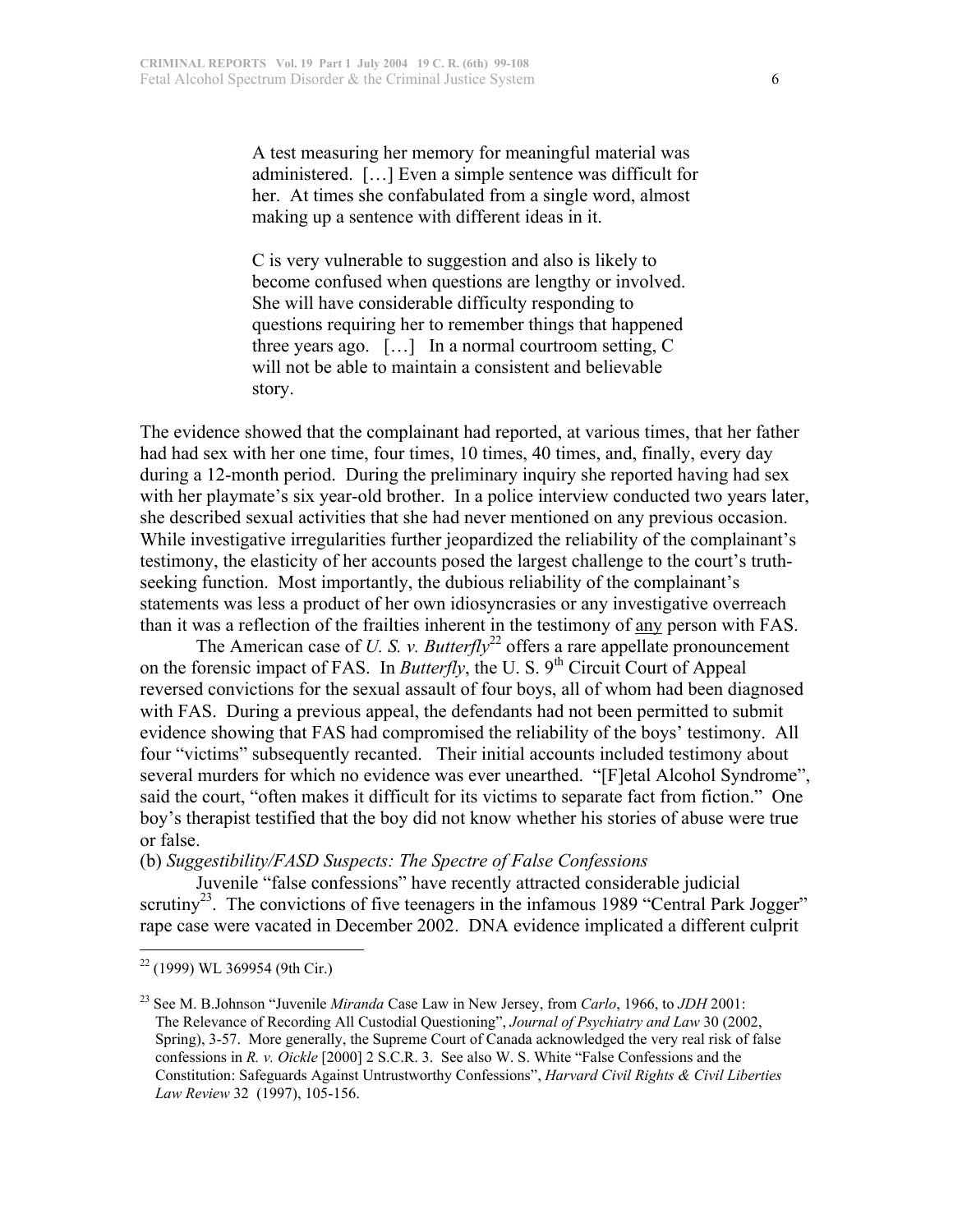> A test measuring her memory for meaningful material was administered. […] Even a simple sentence was difficult for her. At times she confabulated from a single word, almost making up a sentence with different ideas in it.
>
> C is very vulnerable to suggestion and also is likely to become confused when questions are lengthy or involved. She will have considerable difficulty responding to questions requiring her to remember things that happened three years ago. […] In a normal courtroom setting, C will not be able to maintain a consistent and believable story.

The evidence showed that the complainant had reported, at various times, that her father had had sex with her one time, four times, 10 times, 40 times, and, finally, every day during a 12-month period. During the preliminary inquiry she reported having had sex with her playmate's six year-old brother. In a police interview conducted two years later, she described sexual activities that she had never mentioned on any previous occasion. While investigative irregularities further jeopardized the reliability of the complainant's testimony, the elasticity of her accounts posed the largest challenge to the court's truth-seeking function. Most importantly, the dubious reliability of the complainant's statements was less a product of her own idiosyncrasies or any investigative overreach than it was a reflection of the frailties inherent in the testimony of <u>any</u> person with FAS.

The American case of *U. S. v. Butterfly*[22] offers a rare appellate pronouncement on the forensic impact of FAS. In *Butterfly*, the U. S. 9th Circuit Court of Appeal reversed convictions for the sexual assault of four boys, all of whom had been diagnosed with FAS. During a previous appeal, the defendants had not been permitted to submit evidence showing that FAS had compromised the reliability of the boys' testimony. All four "victims" subsequently recanted. Their initial accounts included testimony about several murders for which no evidence was ever unearthed. "[F]etal Alcohol Syndrome", said the court, "often makes it difficult for its victims to separate fact from fiction." One boy's therapist testified that the boy did not know whether his stories of abuse were true or false.

(b) *Suggestibility/FASD Suspects: The Spectre of False Confessions*

Juvenile "false confessions" have recently attracted considerable judicial scrutiny[23]. The convictions of five teenagers in the infamous 1989 "Central Park Jogger" rape case were vacated in December 2002. DNA evidence implicated a different culprit

---

[22] (1999) WL 369954 (9th Cir.)

[23] See M. B.Johnson "Juvenile *Miranda* Case Law in New Jersey, from *Carlo*, 1966, to *JDH* 2001: The Relevance of Recording All Custodial Questioning", *Journal of Psychiatry and Law* 30 (2002, Spring), 3-57. More generally, the Supreme Court of Canada acknowledged the very real risk of false confessions in *R. v. Oickle* [2000] 2 S.C.R. 3. See also W. S. White "False Confessions and the Constitution: Safeguards Against Untrustworthy Confessions", *Harvard Civil Rights & Civil Liberties Law Review* 32 (1997), 105-156.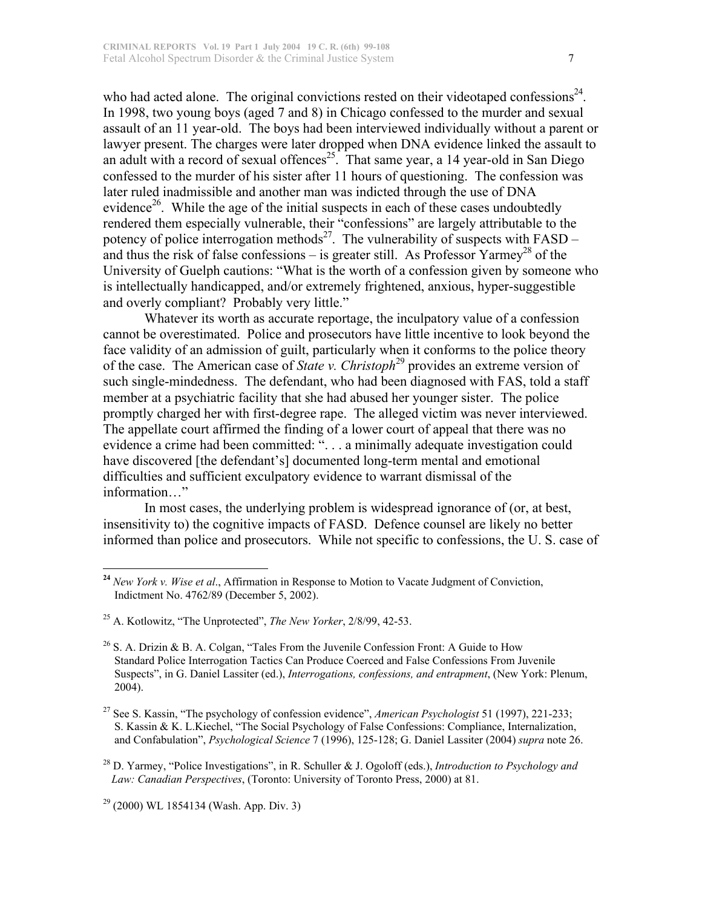who had acted alone. The original convictions rested on their videotaped confessions[24]. In 1998, two young boys (aged 7 and 8) in Chicago confessed to the murder and sexual assault of an 11 year-old. The boys had been interviewed individually without a parent or lawyer present. The charges were later dropped when DNA evidence linked the assault to an adult with a record of sexual offences[25]. That same year, a 14 year-old in San Diego confessed to the murder of his sister after 11 hours of questioning. The confession was later ruled inadmissible and another man was indicted through the use of DNA evidence[26]. While the age of the initial suspects in each of these cases undoubtedly rendered them especially vulnerable, their "confessions" are largely attributable to the potency of police interrogation methods[27]. The vulnerability of suspects with FASD – and thus the risk of false confessions – is greater still. As Professor Yarmey[28] of the University of Guelph cautions: "What is the worth of a confession given by someone who is intellectually handicapped, and/or extremely frightened, anxious, hyper-suggestible and overly compliant? Probably very little."

Whatever its worth as accurate reportage, the inculpatory value of a confession cannot be overestimated. Police and prosecutors have little incentive to look beyond the face validity of an admission of guilt, particularly when it conforms to the police theory of the case. The American case of *State v. Christoph*[29] provides an extreme version of such single-mindedness. The defendant, who had been diagnosed with FAS, told a staff member at a psychiatric facility that she had abused her younger sister. The police promptly charged her with first-degree rape. The alleged victim was never interviewed. The appellate court affirmed the finding of a lower court of appeal that there was no evidence a crime had been committed: ". . . a minimally adequate investigation could have discovered [the defendant's] documented long-term mental and emotional difficulties and sufficient exculpatory evidence to warrant dismissal of the information…"

In most cases, the underlying problem is widespread ignorance of (or, at best, insensitivity to) the cognitive impacts of FASD. Defence counsel are likely no better informed than police and prosecutors. While not specific to confessions, the U. S. case of

---

[24] *New York v. Wise et al*., Affirmation in Response to Motion to Vacate Judgment of Conviction, Indictment No. 4762/89 (December 5, 2002).

[25] A. Kotlowitz, "The Unprotected", *The New Yorker*, 2/8/99, 42-53.

[26] S. A. Drizin & B. A. Colgan, "Tales From the Juvenile Confession Front: A Guide to How Standard Police Interrogation Tactics Can Produce Coerced and False Confessions From Juvenile Suspects", in G. Daniel Lassiter (ed.), *Interrogations, confessions, and entrapment*, (New York: Plenum, 2004).

[27] See S. Kassin, "The psychology of confession evidence", *American Psychologist* 51 (1997), 221-233; S. Kassin & K. L.Kiechel, "The Social Psychology of False Confessions: Compliance, Internalization, and Confabulation", *Psychological Science* 7 (1996), 125-128; G. Daniel Lassiter (2004) *supra* note 26.

[28] D. Yarmey, "Police Investigations", in R. Schuller & J. Ogoloff (eds.), *Introduction to Psychology and Law: Canadian Perspectives*, (Toronto: University of Toronto Press, 2000) at 81.

[29] (2000) WL 1854134 (Wash. App. Div. 3)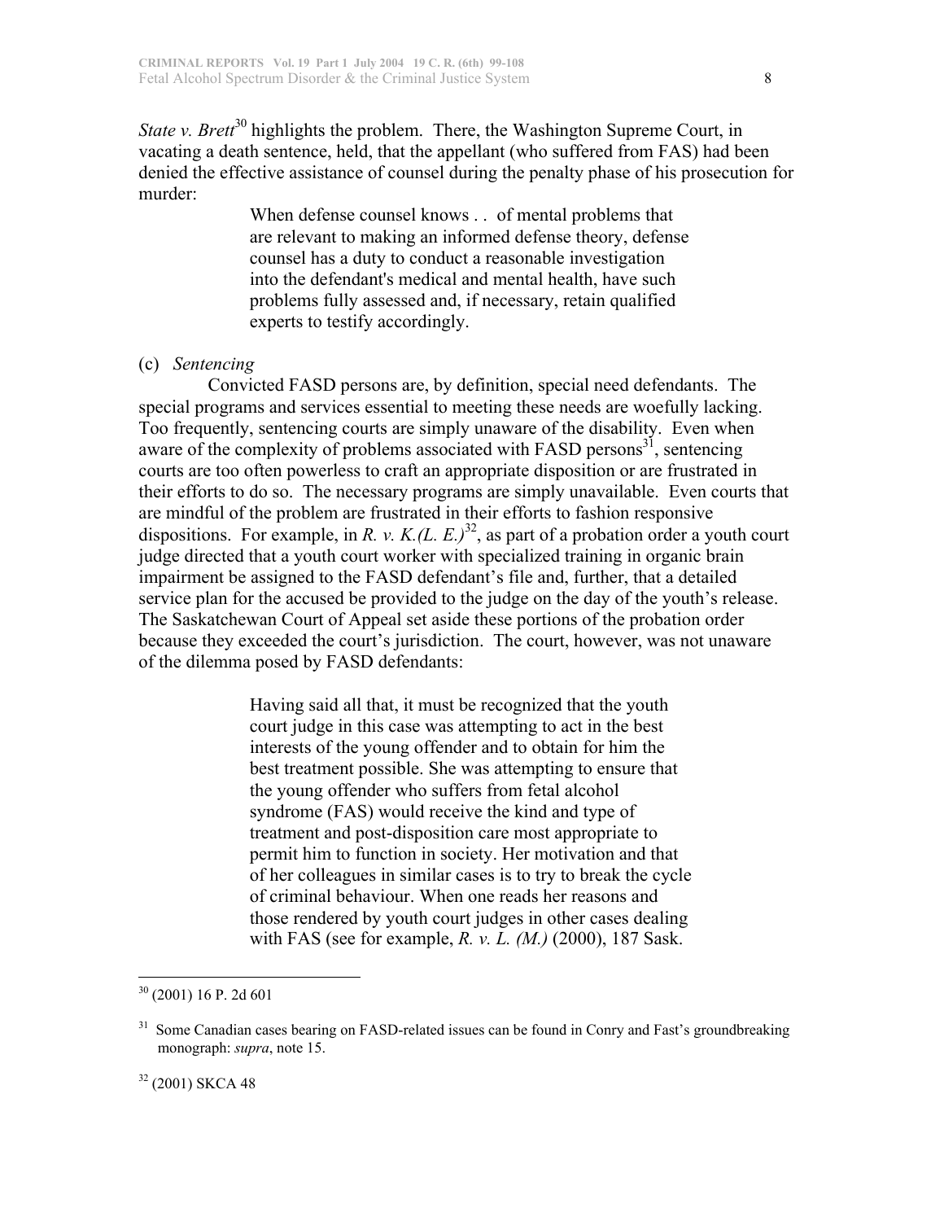*State v. Brett*[30] highlights the problem. There, the Washington Supreme Court, in vacating a death sentence, held, that the appellant (who suffered from FAS) had been denied the effective assistance of counsel during the penalty phase of his prosecution for murder:

> When defense counsel knows . . of mental problems that are relevant to making an informed defense theory, defense counsel has a duty to conduct a reasonable investigation into the defendant's medical and mental health, have such problems fully assessed and, if necessary, retain qualified experts to testify accordingly.

(c) *Sentencing*

Convicted FASD persons are, by definition, special need defendants. The special programs and services essential to meeting these needs are woefully lacking. Too frequently, sentencing courts are simply unaware of the disability. Even when aware of the complexity of problems associated with FASD persons[31], sentencing courts are too often powerless to craft an appropriate disposition or are frustrated in their efforts to do so. The necessary programs are simply unavailable. Even courts that are mindful of the problem are frustrated in their efforts to fashion responsive dispositions. For example, in *R. v. K.(L. E.)*[32], as part of a probation order a youth court judge directed that a youth court worker with specialized training in organic brain impairment be assigned to the FASD defendant's file and, further, that a detailed service plan for the accused be provided to the judge on the day of the youth's release. The Saskatchewan Court of Appeal set aside these portions of the probation order because they exceeded the court's jurisdiction. The court, however, was not unaware of the dilemma posed by FASD defendants:

> Having said all that, it must be recognized that the youth court judge in this case was attempting to act in the best interests of the young offender and to obtain for him the best treatment possible. She was attempting to ensure that the young offender who suffers from fetal alcohol syndrome (FAS) would receive the kind and type of treatment and post-disposition care most appropriate to permit him to function in society. Her motivation and that of her colleagues in similar cases is to try to break the cycle of criminal behaviour. When one reads her reasons and those rendered by youth court judges in other cases dealing with FAS (see for example, *R. v. L. (M.)* (2000), 187 Sask.

---

[30] (2001) 16 P. 2d 601

[31] Some Canadian cases bearing on FASD-related issues can be found in Conry and Fast's groundbreaking monograph: *supra*, note 15.

[32] (2001) SKCA 48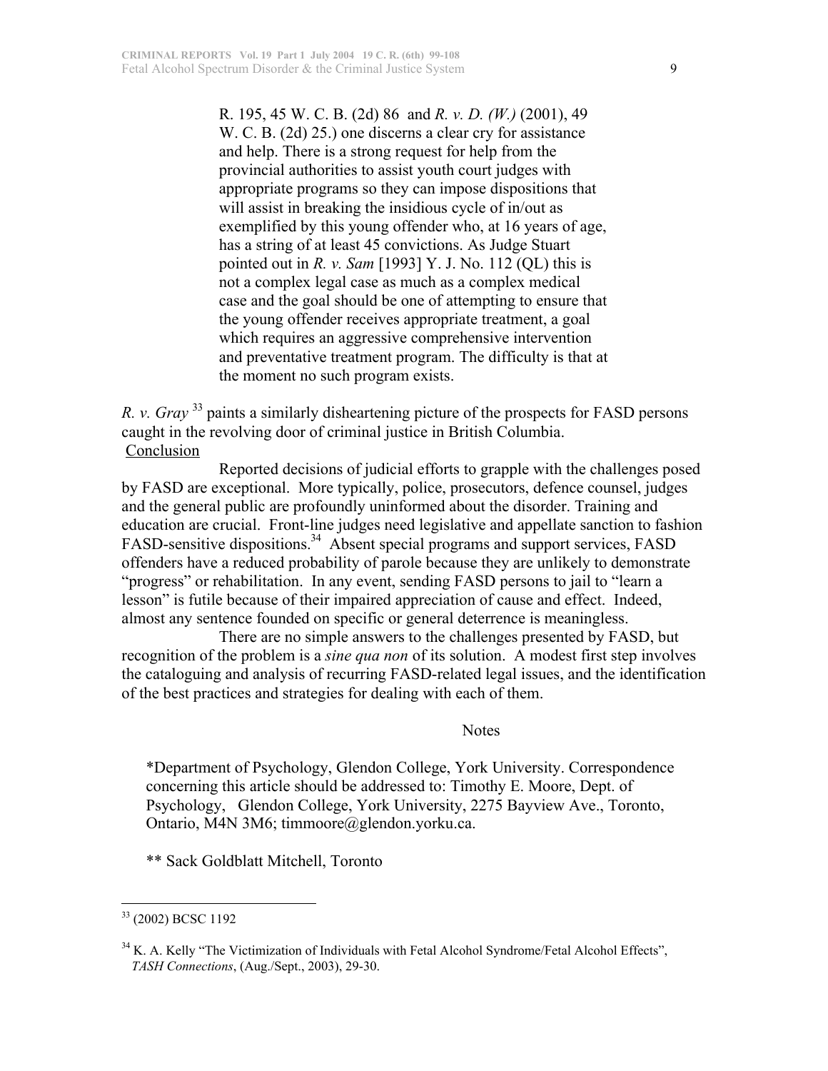> R. 195, 45 W. C. B. (2d) 86 and *R. v. D. (W.)* (2001), 49 W. C. B. (2d) 25.) one discerns a clear cry for assistance and help. There is a strong request for help from the provincial authorities to assist youth court judges with appropriate programs so they can impose dispositions that will assist in breaking the insidious cycle of in/out as exemplified by this young offender who, at 16 years of age, has a string of at least 45 convictions. As Judge Stuart pointed out in *R. v. Sam* [1993] Y. J. No. 112 (QL) this is not a complex legal case as much as a complex medical case and the goal should be one of attempting to ensure that the young offender receives appropriate treatment, a goal which requires an aggressive comprehensive intervention and preventative treatment program. The difficulty is that at the moment no such program exists.

*R. v. Gray* [33] paints a similarly disheartening picture of the prospects for FASD persons caught in the revolving door of criminal justice in British Columbia.

## Conclusion

Reported decisions of judicial efforts to grapple with the challenges posed by FASD are exceptional. More typically, police, prosecutors, defence counsel, judges and the general public are profoundly uninformed about the disorder. Training and education are crucial. Front-line judges need legislative and appellate sanction to fashion FASD-sensitive dispositions.[34] Absent special programs and support services, FASD offenders have a reduced probability of parole because they are unlikely to demonstrate "progress" or rehabilitation. In any event, sending FASD persons to jail to "learn a lesson" is futile because of their impaired appreciation of cause and effect. Indeed, almost any sentence founded on specific or general deterrence is meaningless.

There are no simple answers to the challenges presented by FASD, but recognition of the problem is a *sine qua non* of its solution. A modest first step involves the cataloguing and analysis of recurring FASD-related legal issues, and the identification of the best practices and strategies for dealing with each of them.

Notes

*Department of Psychology, Glendon College, York University. Correspondence concerning this article should be addressed to: Timothy E. Moore, Dept. of Psychology, Glendon College, York University, 2275 Bayview Ave., Toronto, Ontario, M4N 3M6; timmoore@glendon.yorku.ca.

** Sack Goldblatt Mitchell, Toronto

---

[33] (2002) BCSC 1192

[34] K. A. Kelly "The Victimization of Individuals with Fetal Alcohol Syndrome/Fetal Alcohol Effects", *TASH Connections*, (Aug./Sept., 2003), 29-30.